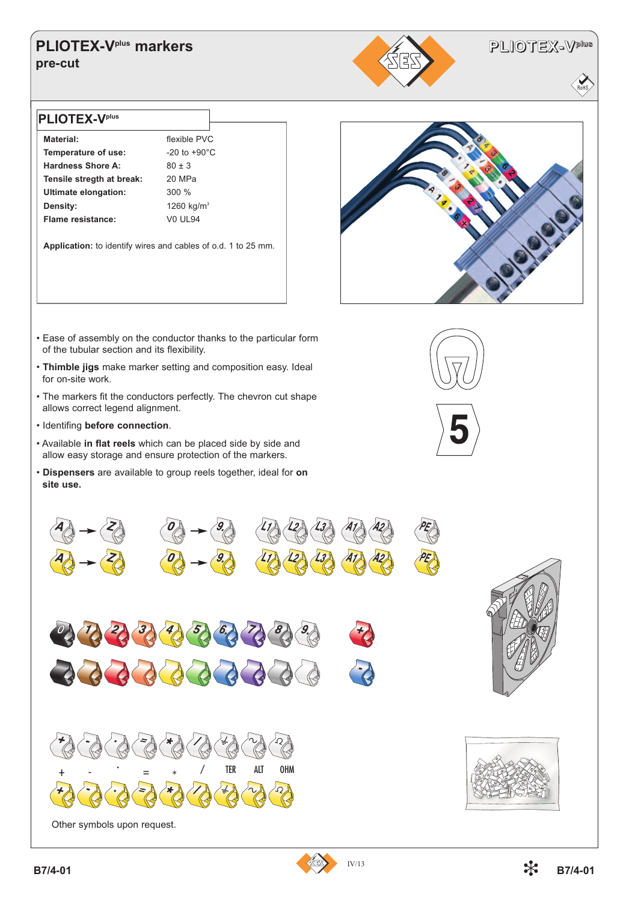# PLIOTEX-V$^{plus}$ markers

## pre-cut

### PLIOTEX-V$^{plus}$

| | |
|---|---|
| **Material:** | flexible PVC |
| **Temperature of use:** | -20 to +90°C |
| **Hardness Shore A:** | 80 ± 3 |
| **Tensile stregth at break:** | 20 MPa |
| **Ultimate elongation:** | 300 % |
| **Density:** | 1260 kg/m$^3$ |
| **Flame resistance:** | V0 UL94 |

**Application:** to identify wires and cables of o.d. 1 to 25 mm.

- Ease of assembly on the conductor thanks to the particular form of the tubular section and its flexibility.
- **Thimble jigs** make marker setting and composition easy. Ideal for on-site work.
- The markers fit the conductors perfectly. The chevron cut shape allows correct legend alignment.
- Identifing **before connection**.
- Available **in flat reels** which can be placed side by side and allow easy storage and ensure protection of the markers.
- **Dispensers** are available to group reels together, ideal for **on site use.**

A → Z  0 → 9  L1 L2 L3 A1 A2 PE

0 1 2 3 4 5 6 7 8 9  +  -

\+ - · = * / TER ALT OHM

Other symbols upon request.

B7/4-01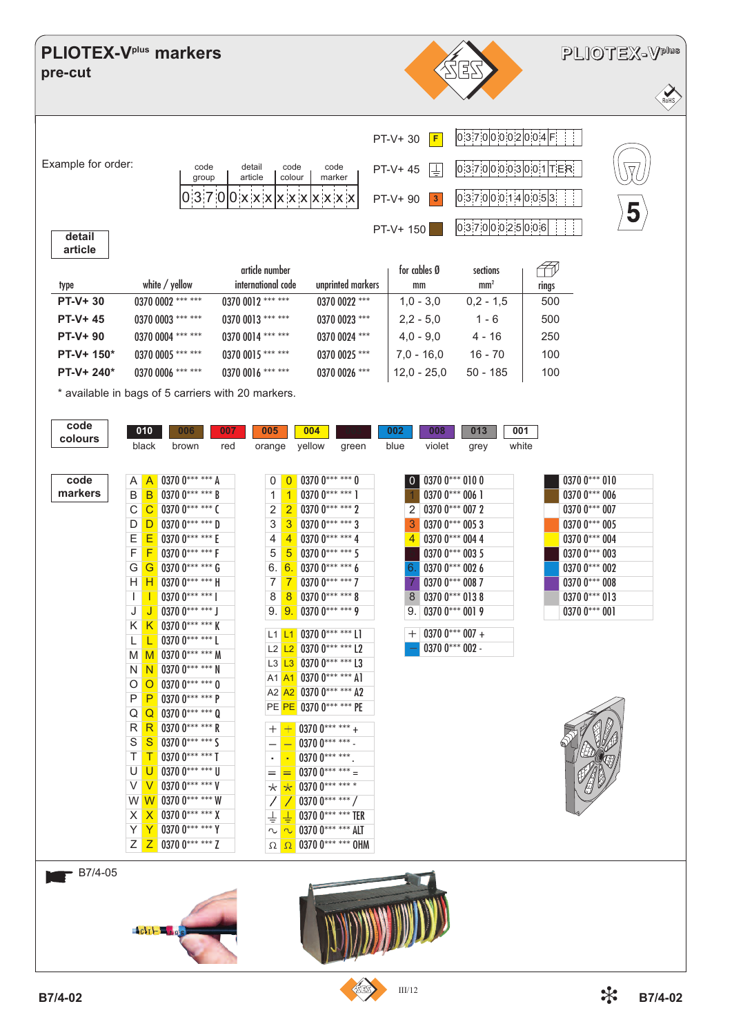# PLIOTEX-V plus markers

## pre-cut

Example for order:

| code group | detail article | code colour | code marker |
|---|---|---|---|
| 0370 | 0xxx | xxx | xxx |

| Type | Example |
|---|---|
| PT-V+ 30 (F) | 0370 0002 004 F |
| PT-V+ 45 (⏚) | 0370 0003 001 TER |
| PT-V+ 90 (3) | 0370 0014 005 3 |
| PT-V+ 150 | 0370 0025 006 |

5

**detail article**

| type | article number white / yellow | article number international code | unprinted markers | for cables Ø mm | sections mm² | rings |
|---|---|---|---|---|---|---|
| PT-V+ 30 | 0370 0002 *** *** | 0370 0012 *** *** | 0370 0022 *** | 1,0 - 3,0 | 0,2 - 1,5 | 500 |
| PT-V+ 45 | 0370 0003 *** *** | 0370 0013 *** *** | 0370 0023 *** | 2,2 - 5,0 | 1 - 6 | 500 |
| PT-V+ 90 | 0370 0004 *** *** | 0370 0014 *** *** | 0370 0024 *** | 4,0 - 9,0 | 4 - 16 | 250 |
| PT-V+ 150* | 0370 0005 *** *** | 0370 0015 *** *** | 0370 0025 *** | 7,0 - 16,0 | 16 - 70 | 100 |
| PT-V+ 240* | 0370 0006 *** *** | 0370 0016 *** *** | 0370 0026 *** | 12,0 - 25,0 | 50 - 185 | 100 |

* available in bags of 5 carriers with 20 markers.

**code colours**

| 010 | 006 | 007 | 005 | 004 | 003 | 002 | 008 | 013 | 001 |
|---|---|---|---|---|---|---|---|---|---|
| black | brown | red | orange | yellow | green | blue | violet | grey | white |

**code markers**

| Marker | Code |
|---|---|
| A | 0370 0*** *** A |
| B | 0370 0*** *** B |
| C | 0370 0*** *** C |
| D | 0370 0*** *** D |
| E | 0370 0*** *** E |
| F | 0370 0*** *** F |
| G | 0370 0*** *** G |
| H | 0370 0*** *** H |
| I | 0370 0*** *** I |
| J | 0370 0*** *** J |
| K | 0370 0*** *** K |
| L | 0370 0*** *** L |
| M | 0370 0*** *** M |
| N | 0370 0*** *** N |
| O | 0370 0*** *** O |
| P | 0370 0*** *** P |
| Q | 0370 0*** *** Q |
| R | 0370 0*** *** R |
| S | 0370 0*** *** S |
| T | 0370 0*** *** T |
| U | 0370 0*** *** U |
| V | 0370 0*** *** V |
| W | 0370 0*** *** W |
| X | 0370 0*** *** X |
| Y | 0370 0*** *** Y |
| Z | 0370 0*** *** Z |

| Marker | Code |
|---|---|
| 0 | 0370 0*** *** 0 |
| 1 | 0370 0*** *** 1 |
| 2 | 0370 0*** *** 2 |
| 3 | 0370 0*** *** 3 |
| 4 | 0370 0*** *** 4 |
| 5 | 0370 0*** *** 5 |
| 6. | 0370 0*** *** 6 |
| 7 | 0370 0*** *** 7 |
| 8 | 0370 0*** *** 8 |
| 9. | 0370 0*** *** 9 |
| L1 | 0370 0*** *** L1 |
| L2 | 0370 0*** *** L2 |
| L3 | 0370 0*** *** L3 |
| A1 | 0370 0*** *** A1 |
| A2 | 0370 0*** *** A2 |
| PE | 0370 0*** *** PE |
| + | 0370 0*** *** + |
| — | 0370 0*** *** - |
| · | 0370 0*** *** . |
| = | 0370 0*** *** = |
| * | 0370 0*** *** * |
| / | 0370 0*** *** / |
| ⏚ | 0370 0*** *** TER |
| ∿ | 0370 0*** *** ALT |
| Ω | 0370 0*** *** OHM |

| Marker | Code |
|---|---|
| 0 | 0370 0*** 010 0 |
| 1 | 0370 0*** 006 1 |
| 2 | 0370 0*** 007 2 |
| 3 | 0370 0*** 005 3 |
| 4 | 0370 0*** 004 4 |
| 5 | 0370 0*** 003 5 |
| 6. | 0370 0*** 002 6 |
| 7 | 0370 0*** 008 7 |
| 8 | 0370 0*** 013 8 |
| 9. | 0370 0*** 001 9 |
| + | 0370 0*** 007 + |
| − | 0370 0*** 002 - |

| Colour | Code |
|---|---|
| black | 0370 0*** 010 |
| brown | 0370 0*** 006 |
| red | 0370 0*** 007 |
| orange | 0370 0*** 005 |
| yellow | 0370 0*** 004 |
| green | 0370 0*** 003 |
| blue | 0370 0*** 002 |
| violet | 0370 0*** 008 |
| grey | 0370 0*** 013 |
| white | 0370 0*** 001 |

B7/4-05

III/12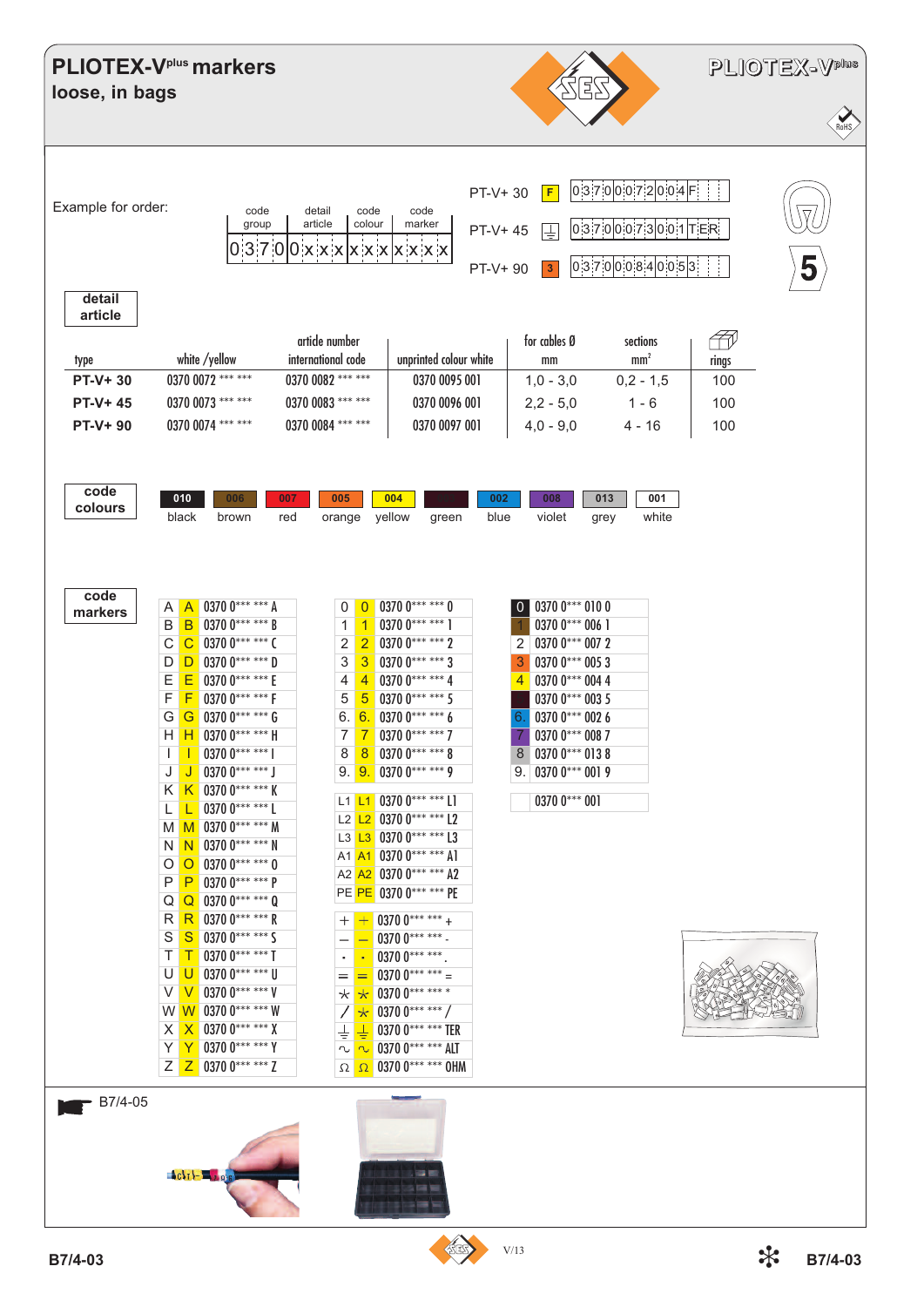# PLIOTEX-V[plus] markers

## loose, in bags

Example for order:

| code group | detail article | code colour | code marker |
|---|---|---|---|
| 0 3 7 0 | 0 x x x | x x x | x x x |

| | | |
|---|---|---|
| PT-V+ 30 | F | 0 3 7 0 0 0 7 2 0 0 4 F |
| PT-V+ 45 | ⏚ | 0 3 7 0 0 0 7 3 0 0 1 T E R |
| PT-V+ 90 | 3 | 0 3 7 0 0 0 8 4 0 0 5 3 |

**detail article**

| type | article number white /yellow | article number international code | unprinted colour white | for cables Ø mm | sections mm² | rings |
|---|---|---|---|---|---|---|
| **PT-V+ 30** | 0370 0072 *** *** | 0370 0082 *** *** | 0370 0095 001 | 1,0 - 3,0 | 0,2 - 1,5 | 100 |
| **PT-V+ 45** | 0370 0073 *** *** | 0370 0083 *** *** | 0370 0096 001 | 2,2 - 5,0 | 1 - 6 | 100 |
| **PT-V+ 90** | 0370 0074 *** *** | 0370 0084 *** *** | 0370 0097 001 | 4,0 - 9,0 | 4 - 16 | 100 |

**code colours**

| 010 | 006 | 007 | 005 | 004 | 003 | 002 | 008 | 013 | 001 |
|---|---|---|---|---|---|---|---|---|---|
| black | brown | red | orange | yellow | green | blue | violet | grey | white |

**code markers**

| | | |
|---|---|---|
| A | A | 0370 0*** *** A |
| B | B | 0370 0*** *** B |
| C | C | 0370 0*** *** C |
| D | D | 0370 0*** *** D |
| E | E | 0370 0*** *** E |
| F | F | 0370 0*** *** F |
| G | G | 0370 0*** *** G |
| H | H | 0370 0*** *** H |
| I | I | 0370 0*** *** I |
| J | J | 0370 0*** *** J |
| K | K | 0370 0*** *** K |
| L | L | 0370 0*** *** L |
| M | M | 0370 0*** *** M |
| N | N | 0370 0*** *** N |
| O | O | 0370 0*** *** O |
| P | P | 0370 0*** *** P |
| Q | Q | 0370 0*** *** Q |
| R | R | 0370 0*** *** R |
| S | S | 0370 0*** *** S |
| T | T | 0370 0*** *** T |
| U | U | 0370 0*** *** U |
| V | V | 0370 0*** *** V |
| W | W | 0370 0*** *** W |
| X | X | 0370 0*** *** X |
| Y | Y | 0370 0*** *** Y |
| Z | Z | 0370 0*** *** Z |

| | | |
|---|---|---|
| 0 | 0 | 0370 0*** *** 0 |
| 1 | 1 | 0370 0*** *** 1 |
| 2 | 2 | 0370 0*** *** 2 |
| 3 | 3 | 0370 0*** *** 3 |
| 4 | 4 | 0370 0*** *** 4 |
| 5 | 5 | 0370 0*** *** 5 |
| 6. | 6. | 0370 0*** *** 6 |
| 7 | 7 | 0370 0*** *** 7 |
| 8 | 8 | 0370 0*** *** 8 |
| 9. | 9. | 0370 0*** *** 9 |
| L1 | L1 | 0370 0*** *** L1 |
| L2 | L2 | 0370 0*** *** L2 |
| L3 | L3 | 0370 0*** *** L3 |
| A1 | A1 | 0370 0*** *** A1 |
| A2 | A2 | 0370 0*** *** A2 |
| PE | PE | 0370 0*** *** PE |
| + | + | 0370 0*** *** + |
| — | — | 0370 0*** *** - |
| · | · | 0370 0*** *** . |
| = | = | 0370 0*** *** = |
| * | * | 0370 0*** *** * |
| / | / | 0370 0*** *** / |
| ⏚ | ⏚ | 0370 0*** *** TER |
| ∿ | ∿ | 0370 0*** *** ALT |
| Ω | Ω | 0370 0*** *** OHM |

| | |
|---|---|
| 0 | 0370 0*** 010 0 |
| 1 | 0370 0*** 006 1 |
| 2 | 0370 0*** 007 2 |
| 3 | 0370 0*** 005 3 |
| 4 | 0370 0*** 004 4 |
| 5 | 0370 0*** 003 5 |
| 6. | 0370 0*** 002 6 |
| 7 | 0370 0*** 008 7 |
| 8 | 0370 0*** 013 8 |
| 9. | 0370 0*** 001 9 |
| | 0370 0*** 001 |

B7/4-05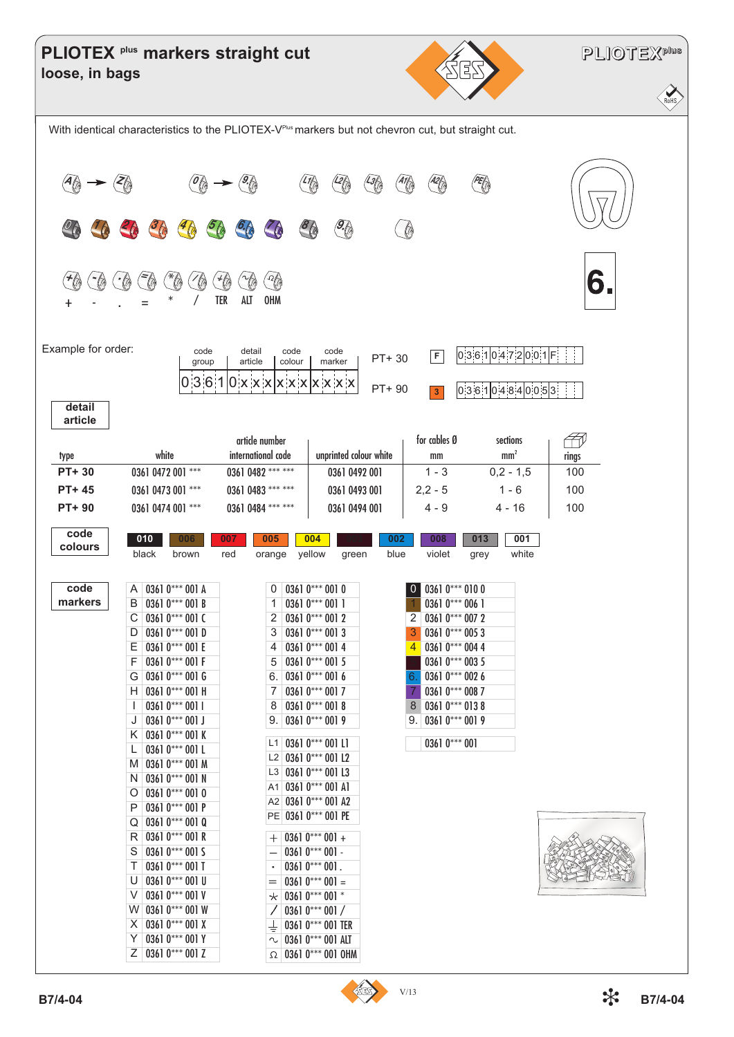# PLIOTEX plus markers straight cut
## loose, in bags

With identical characteristics to the PLIOTEX-V[Plus] markers but not chevron cut, but straight cut.

A → Z &nbsp;&nbsp; 0 → 9. &nbsp;&nbsp; L1 L2 L3 A1 A2 PE

\+ - . = * / TER ALT OHM

6.

Example for order:

| code group | | detail article | code colour | code marker |
|---|---|---|---|---|
| 0361 | 0 | xxx | xxx | xxx |

PT+ 30 — F — 0361 0472 001 F

PT+ 90 — 3 — 0361 0484 005 3

**detail article**

| type | white | article number international code | unprinted colour white | for cables Ø mm | sections mm² | rings |
|---|---|---|---|---|---|---|
| PT+ 30 | 0361 0472 001 *** | 0361 0482 *** *** | 0361 0492 001 | 1 - 3 | 0,2 - 1,5 | 100 |
| PT+ 45 | 0361 0473 001 *** | 0361 0483 *** *** | 0361 0493 001 | 2,2 - 5 | 1 - 6 | 100 |
| PT+ 90 | 0361 0474 001 *** | 0361 0484 *** *** | 0361 0494 001 | 4 - 9 | 4 - 16 | 100 |

**code colours**

| 010 | 006 | 007 | 005 | 004 | 003 | 002 | 008 | 013 | 001 |
|---|---|---|---|---|---|---|---|---|---|
| black | brown | red | orange | yellow | green | blue | violet | grey | white |

**code markers**

| | |
|---|---|
| A | 0361 0*** 001 A |
| B | 0361 0*** 001 B |
| C | 0361 0*** 001 C |
| D | 0361 0*** 001 D |
| E | 0361 0*** 001 E |
| F | 0361 0*** 001 F |
| G | 0361 0*** 001 G |
| H | 0361 0*** 001 H |
| I | 0361 0*** 001 I |
| J | 0361 0*** 001 J |
| K | 0361 0*** 001 K |
| L | 0361 0*** 001 L |
| M | 0361 0*** 001 M |
| N | 0361 0*** 001 N |
| O | 0361 0*** 001 O |
| P | 0361 0*** 001 P |
| Q | 0361 0*** 001 Q |
| R | 0361 0*** 001 R |
| S | 0361 0*** 001 S |
| T | 0361 0*** 001 T |
| U | 0361 0*** 001 U |
| V | 0361 0*** 001 V |
| W | 0361 0*** 001 W |
| X | 0361 0*** 001 X |
| Y | 0361 0*** 001 Y |
| Z | 0361 0*** 001 Z |

| | |
|---|---|
| 0 | 0361 0*** 001 0 |
| 1 | 0361 0*** 001 1 |
| 2 | 0361 0*** 001 2 |
| 3 | 0361 0*** 001 3 |
| 4 | 0361 0*** 001 4 |
| 5 | 0361 0*** 001 5 |
| 6. | 0361 0*** 001 6 |
| 7 | 0361 0*** 001 7 |
| 8 | 0361 0*** 001 8 |
| 9. | 0361 0*** 001 9 |
| L1 | 0361 0*** 001 L1 |
| L2 | 0361 0*** 001 L2 |
| L3 | 0361 0*** 001 L3 |
| A1 | 0361 0*** 001 A1 |
| A2 | 0361 0*** 001 A2 |
| PE | 0361 0*** 001 PE |
| + | 0361 0*** 001 + |
| – | 0361 0*** 001 - |
| · | 0361 0*** 001 . |
| = | 0361 0*** 001 = |
| * | 0361 0*** 001 * |
| / | 0361 0*** 001 / |
| ⏚ | 0361 0*** 001 TER |
| ∿ | 0361 0*** 001 ALT |
| Ω | 0361 0*** 001 OHM |

| | |
|---|---|
| 0 | 0361 0*** 010 0 |
| 1 | 0361 0*** 006 1 |
| 2 | 0361 0*** 007 2 |
| 3 | 0361 0*** 005 3 |
| 4 | 0361 0*** 004 4 |
| 5 | 0361 0*** 003 5 |
| 6. | 0361 0*** 002 6 |
| 7 | 0361 0*** 008 7 |
| 8 | 0361 0*** 013 8 |
| 9. | 0361 0*** 001 9 |
| | 0361 0*** 001 |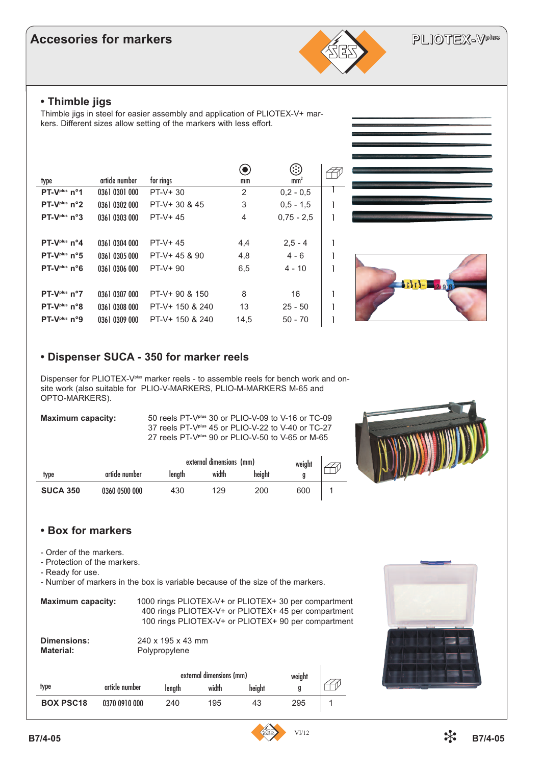# Accesories for markers

PLIOTEX-V^plus

## • Thimble jigs

Thimble jigs in steel for easier assembly and application of PLIOTEX-V+ markers. Different sizes allow setting of the markers with less effort.

| type | article number | for rings | mm | mm² | |
|---|---|---|---|---|---|
| PT-Vplus n°1 | 0361 0301 000 | PT-V+ 30 | 2 | 0,2 - 0,5 | 1 |
| PT-Vplus n°2 | 0361 0302 000 | PT-V+ 30 & 45 | 3 | 0,5 - 1,5 | 1 |
| PT-Vplus n°3 | 0361 0303 000 | PT-V+ 45 | 4 | 0,75 - 2,5 | 1 |
| PT-Vplus n°4 | 0361 0304 000 | PT-V+ 45 | 4,4 | 2,5 - 4 | 1 |
| PT-Vplus n°5 | 0361 0305 000 | PT-V+ 45 & 90 | 4,8 | 4 - 6 | 1 |
| PT-Vplus n°6 | 0361 0306 000 | PT-V+ 90 | 6,5 | 4 - 10 | 1 |
| PT-Vplus n°7 | 0361 0307 000 | PT-V+ 90 & 150 | 8 | 16 | 1 |
| PT-Vplus n°8 | 0361 0308 000 | PT-V+ 150 & 240 | 13 | 25 - 50 | 1 |
| PT-Vplus n°9 | 0361 0309 000 | PT-V+ 150 & 240 | 14,5 | 50 - 70 | 1 |

## • Dispenser SUCA - 350 for marker reels

Dispenser for PLIOTEX-Vplus marker reels - to assemble reels for bench work and on-site work (also suitable for PLIO-V-MARKERS, PLIO-M-MARKERS M-65 and OPTO-MARKERS).

**Maximum capacity:** 50 reels PT-Vplus 30 or PLIO-V-09 to V-16 or TC-09
37 reels PT-Vplus 45 or PLIO-V-22 to V-40 or TC-27
27 reels PT-Vplus 90 or PLIO-V-50 to V-65 or M-65

| type | article number | external dimensions (mm) length | width | height | weight g | |
|---|---|---|---|---|---|---|
| SUCA 350 | 0360 0500 000 | 430 | 129 | 200 | 600 | 1 |

## • Box for markers

- Order of the markers.
- Protection of the markers.
- Ready for use.
- Number of markers in the box is variable because of the size of the markers.

**Maximum capacity:** 1000 rings PLIOTEX-V+ or PLIOTEX+ 30 per compartment
400 rings PLIOTEX-V+ or PLIOTEX+ 45 per compartment
100 rings PLIOTEX-V+ or PLIOTEX+ 90 per compartment

**Dimensions:** 240 x 195 x 43 mm
**Material:** Polypropylene

| type | article number | external dimensions (mm) length | width | height | weight g | |
|---|---|---|---|---|---|---|
| BOX PSC18 | 0370 0910 000 | 240 | 195 | 43 | 295 | 1 |